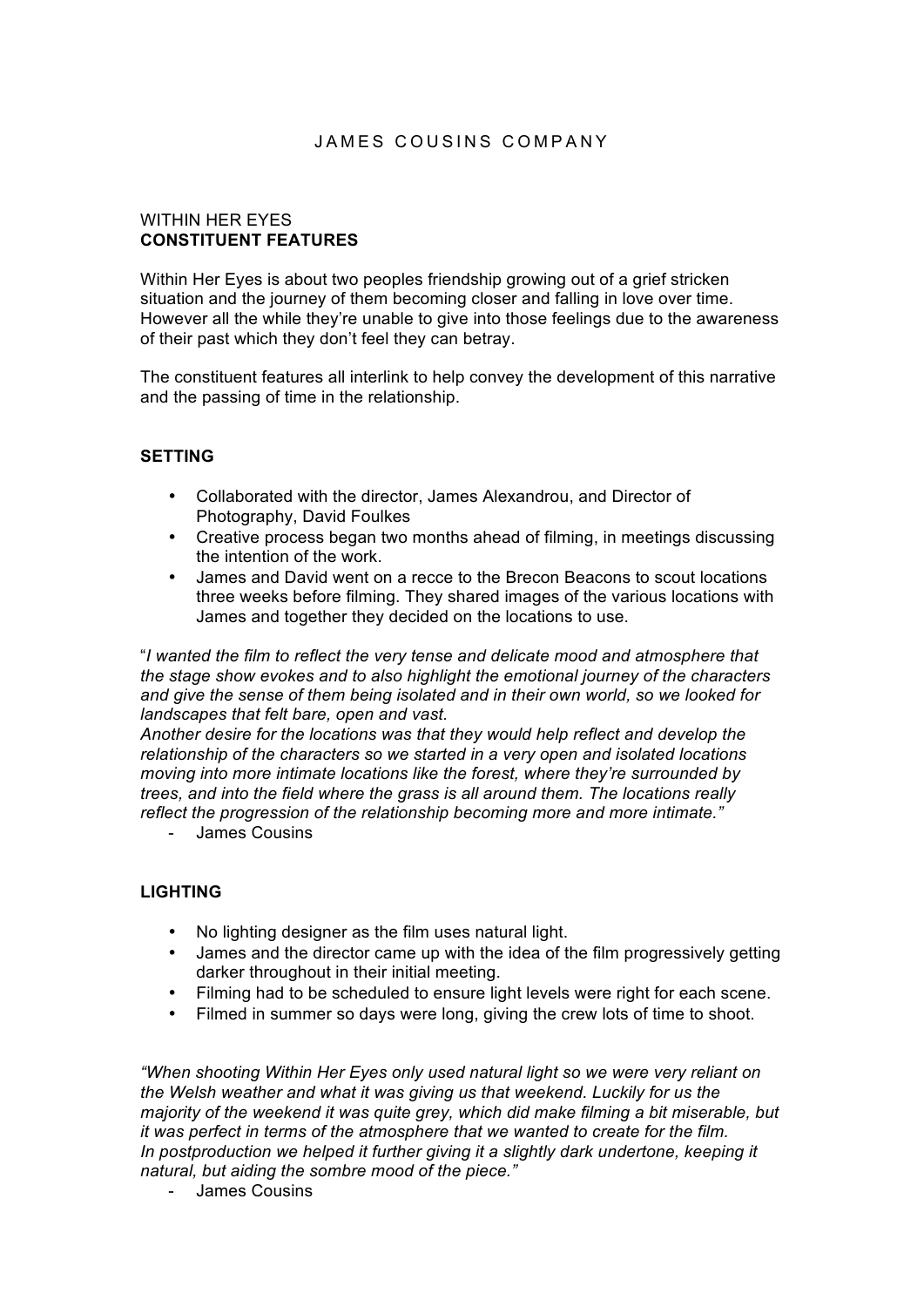J A M E S   C O U S I N S   C O M P A N Y

WITHIN HER EYES
**CONSTITUENT FEATURES**

Within Her Eyes is about two peoples friendship growing out of a grief stricken situation and the journey of them becoming closer and falling in love over time. However all the while they're unable to give into those feelings due to the awareness of their past which they don't feel they can betray.

The constituent features all interlink to help convey the development of this narrative and the passing of time in the relationship.

**SETTING**

- Collaborated with the director, James Alexandrou, and Director of Photography, David Foulkes
- Creative process began two months ahead of filming, in meetings discussing the intention of the work.
- James and David went on a recce to the Brecon Beacons to scout locations three weeks before filming. They shared images of the various locations with James and together they decided on the locations to use.

"*I wanted the film to reflect the very tense and delicate mood and atmosphere that the stage show evokes and to also highlight the emotional journey of the characters and give the sense of them being isolated and in their own world, so we looked for landscapes that felt bare, open and vast.*
*Another desire for the locations was that they would help reflect and develop the relationship of the characters so we started in a very open and isolated locations moving into more intimate locations like the forest, where they're surrounded by trees, and into the field where the grass is all around them. The locations really reflect the progression of the relationship becoming more and more intimate."*

- James Cousins

**LIGHTING**

- No lighting designer as the film uses natural light.
- James and the director came up with the idea of the film progressively getting darker throughout in their initial meeting.
- Filming had to be scheduled to ensure light levels were right for each scene.
- Filmed in summer so days were long, giving the crew lots of time to shoot.

*"When shooting Within Her Eyes only used natural light so we were very reliant on the Welsh weather and what it was giving us that weekend. Luckily for us the majority of the weekend it was quite grey, which did make filming a bit miserable, but it was perfect in terms of the atmosphere that we wanted to create for the film.*
*In postproduction we helped it further giving it a slightly dark undertone, keeping it natural, but aiding the sombre mood of the piece."*

- James Cousins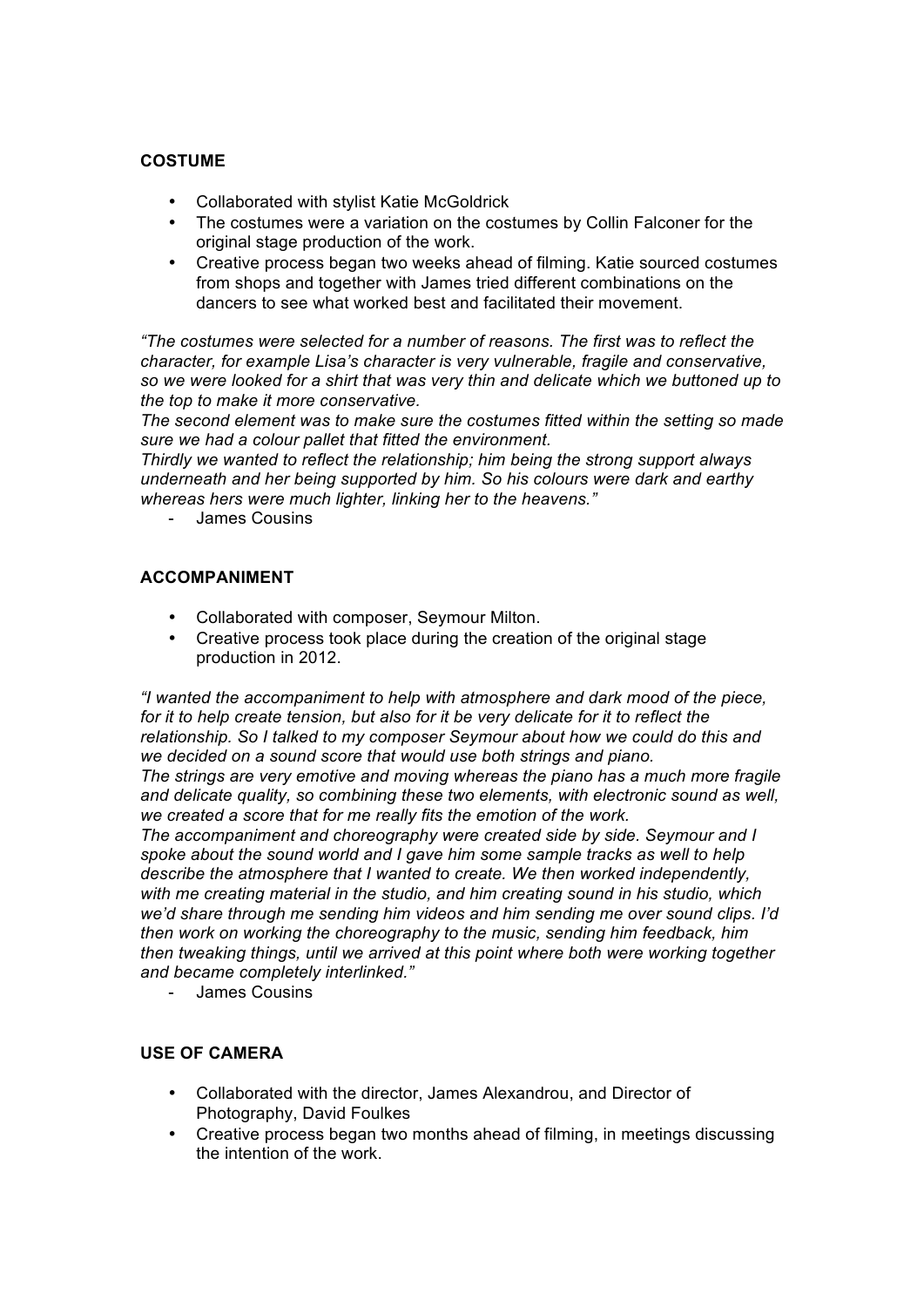**COSTUME**

- Collaborated with stylist Katie McGoldrick
- The costumes were a variation on the costumes by Collin Falconer for the original stage production of the work.
- Creative process began two weeks ahead of filming. Katie sourced costumes from shops and together with James tried different combinations on the dancers to see what worked best and facilitated their movement.

*"The costumes were selected for a number of reasons. The first was to reflect the character, for example Lisa's character is very vulnerable, fragile and conservative, so we were looked for a shirt that was very thin and delicate which we buttoned up to the top to make it more conservative.*
*The second element was to make sure the costumes fitted within the setting so made sure we had a colour pallet that fitted the environment.*
*Thirdly we wanted to reflect the relationship; him being the strong support always underneath and her being supported by him. So his colours were dark and earthy whereas hers were much lighter, linking her to the heavens."*

- James Cousins

**ACCOMPANIMENT**

- Collaborated with composer, Seymour Milton.
- Creative process took place during the creation of the original stage production in 2012.

*"I wanted the accompaniment to help with atmosphere and dark mood of the piece, for it to help create tension, but also for it be very delicate for it to reflect the relationship. So I talked to my composer Seymour about how we could do this and we decided on a sound score that would use both strings and piano.*
*The strings are very emotive and moving whereas the piano has a much more fragile and delicate quality, so combining these two elements, with electronic sound as well, we created a score that for me really fits the emotion of the work.*
*The accompaniment and choreography were created side by side. Seymour and I spoke about the sound world and I gave him some sample tracks as well to help describe the atmosphere that I wanted to create. We then worked independently, with me creating material in the studio, and him creating sound in his studio, which we'd share through me sending him videos and him sending me over sound clips. I'd then work on working the choreography to the music, sending him feedback, him then tweaking things, until we arrived at this point where both were working together and became completely interlinked."*

- James Cousins

**USE OF CAMERA**

- Collaborated with the director, James Alexandrou, and Director of Photography, David Foulkes
- Creative process began two months ahead of filming, in meetings discussing the intention of the work.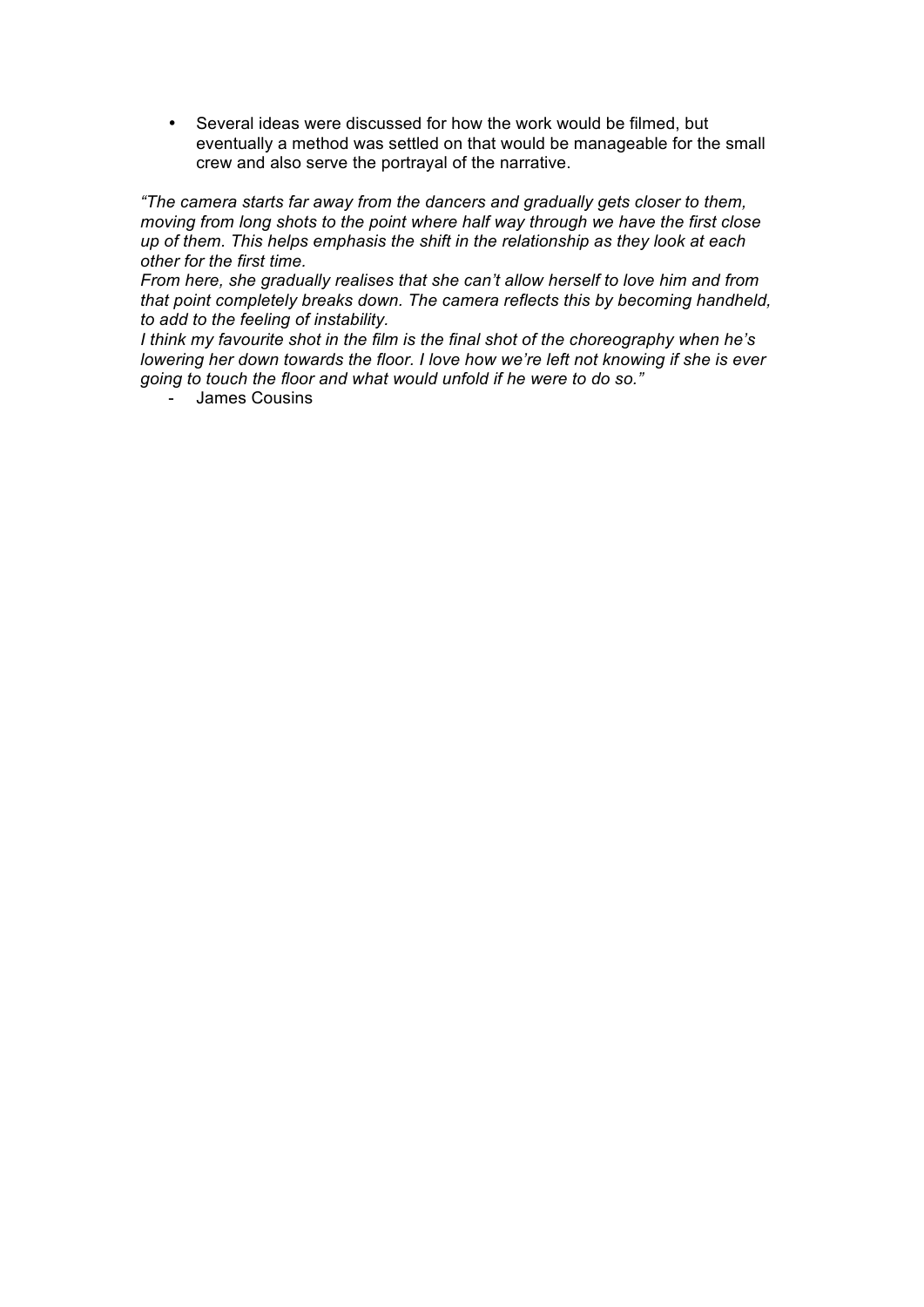- Several ideas were discussed for how the work would be filmed, but eventually a method was settled on that would be manageable for the small crew and also serve the portrayal of the narrative.

*"The camera starts far away from the dancers and gradually gets closer to them, moving from long shots to the point where half way through we have the first close up of them. This helps emphasis the shift in the relationship as they look at each other for the first time.*
*From here, she gradually realises that she can't allow herself to love him and from that point completely breaks down. The camera reflects this by becoming handheld, to add to the feeling of instability.*
*I think my favourite shot in the film is the final shot of the choreography when he's lowering her down towards the floor. I love how we're left not knowing if she is ever going to touch the floor and what would unfold if he were to do so."*

- James Cousins